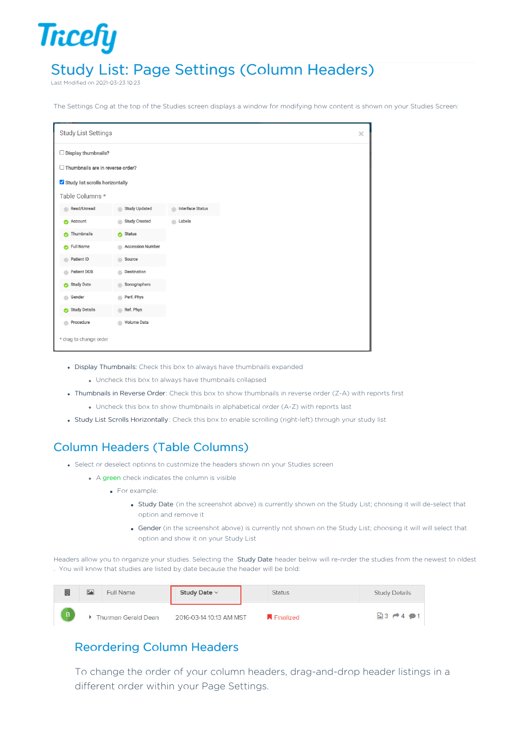# Study List: Page Settings (Column Headers)

Last Modified on 2021-03-23 10:23

The Settings Cog at the top of the Studies screen displays a window for modifying how content is shown on your Studies Screen:

Study List Settings

- [ ] Display thumbnails?
- [ ] Thumbnails are in reverse order?
- [x] Study list scrolls horizontally

Table Columns *

| | | |
|---|---|---|
| Read/Unread | Study Updated | Interface Status |
| ✓ Account | Study Created | Labels |
| ✓ Thumbnails | ✓ Status | |
| ✓ Full Name | Accession Number | |
| Patient ID | Source | |
| Patient DOB | Destination | |
| ✓ Study Date | Sonographers | |
| Gender | Perf. Phys | |
| ✓ Study Details | Ref. Phys | |
| Procedure | Volume Data | |

* drag to change order

- Display Thumbnails: Check this box to always have thumbnails expanded
  - Uncheck this box to always have thumbnails collapsed
- Thumbnails in Reverse Order: Check this box to show thumbnails in reverse order (Z-A) with reports first
  - Uncheck this box to show thumbnails in alphabetical order (A-Z) with reports last
- Study List Scrolls Horizontally: Check this box to enable scrolling (right-left) through your study list

## Column Headers (Table Columns)

- Select or deselect options to customize the headers shown on your Studies screen
  - A green check indicates the column is visible
    - For example:
      - Study Date (in the screenshot above) is currently shown on the Study List; choosing it will de-select that option and remove it
      - Gender (in the screenshot above) is currently not shown on the Study List; choosing it will will select that option and show it on your Study List

Headers allow you to organize your studies. Selecting the Study Date header below will re-order the studies from the newest to oldest . You will know that studies are listed by date because the header will be bold:

| | | Full Name | **Study Date** ⌄ | Status | Study Details |
|---|---|---|---|---|---|
| B | | ▸ Thurman Gerald Deen | 2016-03-14 10:13 AM MST | Finalized | 3 4 1 |

### Reordering Column Headers

To change the order of your column headers, drag-and-drop header listings in a different order within your Page Settings.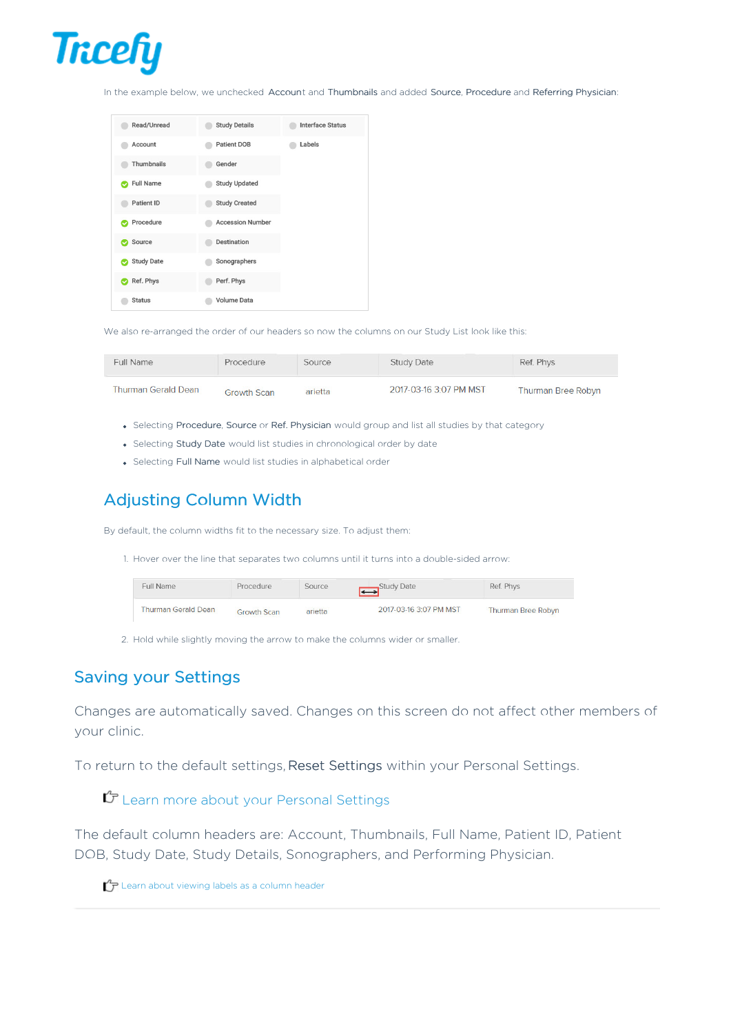In the example below, we unchecked **Account** and **Thumbnails** and added **Source**, **Procedure** and **Referring Physician**:

| | | |
|---|---|---|
| Read/Unread | Study Details | Interface Status |
| Account | Patient DOB | Labels |
| Thumbnails | Gender | |
| ✓ Full Name | Study Updated | |
| Patient ID | Study Created | |
| ✓ Procedure | Accession Number | |
| ✓ Source | Destination | |
| ✓ Study Date | Sonographers | |
| ✓ Ref. Phys | Perf. Phys | |
| Status | Volume Data | |

We also re-arranged the order of our headers so now the columns on our Study List look like this:

| Full Name | Procedure | Source | Study Date | Ref. Phys |
|---|---|---|---|---|
| Thurman Gerald Dean | Growth Scan | arietta | 2017-03-16 3:07 PM MST | Thurman Bree Robyn |

- Selecting **Procedure**, **Source** or **Ref. Physician** would group and list all studies by that category
- Selecting **Study Date** would list studies in chronological order by date
- Selecting **Full Name** would list studies in alphabetical order

## Adjusting Column Width

By default, the column widths fit to the necessary size. To adjust them:

1. Hover over the line that separates two columns until it turns into a double-sided arrow:

| Full Name | Procedure | Source | Study Date | Ref. Phys |
|---|---|---|---|---|
| Thurman Gerald Dean | Growth Scan | arietta | 2017-03-16 3:07 PM MST | Thurman Bree Robyn |

2. Hold while slightly moving the arrow to make the columns wider or smaller.

## Saving your Settings

Changes are automatically saved. Changes on this screen do not affect other members of your clinic.

To return to the default settings, **Reset Settings** within your Personal Settings.

☞ Learn more about your Personal Settings

The default column headers are: Account, Thumbnails, Full Name, Patient ID, Patient DOB, Study Date, Study Details, Sonographers, and Performing Physician.

☞ Learn about viewing labels as a column header